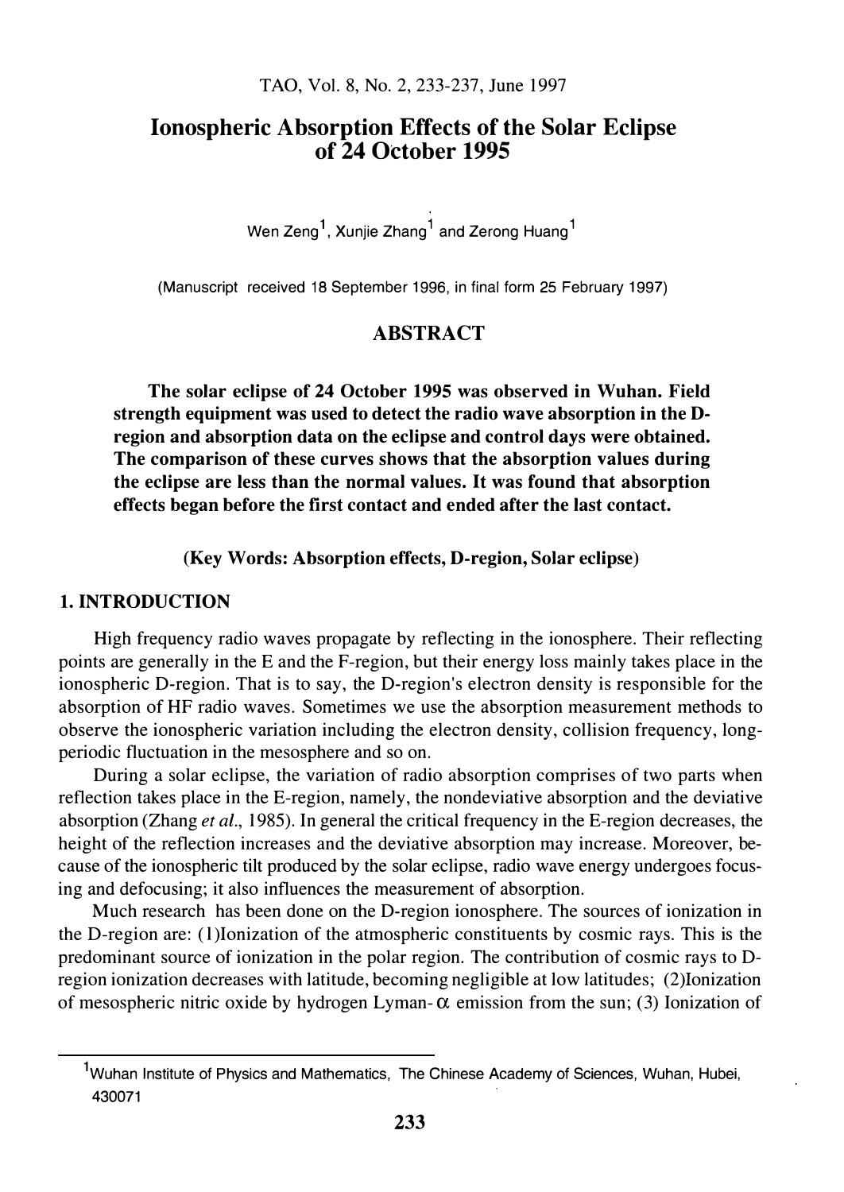# Ionospheric Absorption Effects of the Solar Eclipse of 24 October 1995

Wen Zeng[1], Xunjie Zhang[1] and Zerong Huang[1]

(Manuscript received 18 September 1996, in final form 25 February 1997)

## ABSTRACT

**The solar eclipse of 24 October 1995 was observed in Wuhan. Field strength equipment was used to detect the radio wave absorption in the D-region and absorption data on the eclipse and control days were obtained. The comparison of these curves shows that the absorption values during the eclipse are less than the normal values. It was found that absorption effects began before the first contact and ended after the last contact.**

**(Key Words: Absorption effects, D-region, Solar eclipse)**

## 1. INTRODUCTION

High frequency radio waves propagate by reflecting in the ionosphere. Their reflecting points are generally in the E and the F-region, but their energy loss mainly takes place in the ionospheric D-region. That is to say, the D-region's electron density is responsible for the absorption of HF radio waves. Sometimes we use the absorption measurement methods to observe the ionospheric variation including the electron density, collision frequency, long-periodic fluctuation in the mesosphere and so on.

During a solar eclipse, the variation of radio absorption comprises of two parts when reflection takes place in the E-region, namely, the nondeviative absorption and the deviative absorption (Zhang *et al.*, 1985). In general the critical frequency in the E-region decreases, the height of the reflection increases and the deviative absorption may increase. Moreover, because of the ionospheric tilt produced by the solar eclipse, radio wave energy undergoes focusing and defocusing; it also influences the measurement of absorption.

Much research has been done on the D-region ionosphere. The sources of ionization in the D-region are: (1)Ionization of the atmospheric constituents by cosmic rays. This is the predominant source of ionization in the polar region. The contribution of cosmic rays to D-region ionization decreases with latitude, becoming negligible at low latitudes; (2)Ionization of mesospheric nitric oxide by hydrogen Lyman-$\alpha$ emission from the sun; (3) Ionization of

---

[1]Wuhan Institute of Physics and Mathematics, The Chinese Academy of Sciences, Wuhan, Hubei, 430071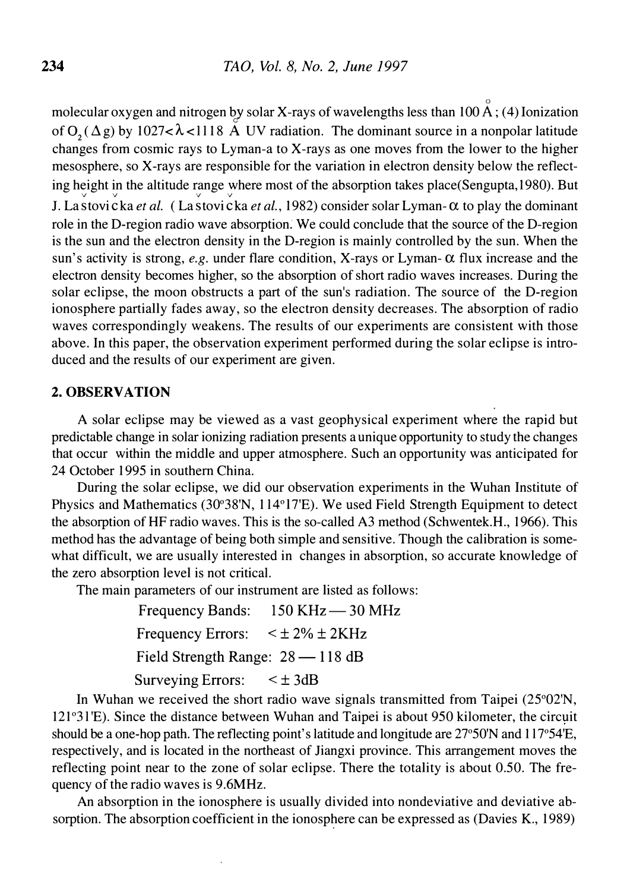molecular oxygen and nitrogen by solar X-rays of wavelengths less than 100 Å; (4) Ionization of $O_2(\Delta g)$ by $1027<\lambda<1118$ Å UV radiation. The dominant source in a nonpolar latitude changes from cosmic rays to Lyman-a to X-rays as one moves from the lower to the higher mesosphere, so X-rays are responsible for the variation in electron density below the reflecting height in the altitude range where most of the absorption takes place(Sengupta,1980). But J. Laštovička *et al.* ( Laštovička *et al.*, 1982) consider solar Lyman-$\alpha$ to play the dominant role in the D-region radio wave absorption. We could conclude that the source of the D-region is the sun and the electron density in the D-region is mainly controlled by the sun. When the sun's activity is strong, *e.g.* under flare condition, X-rays or Lyman-$\alpha$ flux increase and the electron density becomes higher, so the absorption of short radio waves increases. During the solar eclipse, the moon obstructs a part of the sun's radiation. The source of the D-region ionosphere partially fades away, so the electron density decreases. The absorption of radio waves correspondingly weakens. The results of our experiments are consistent with those above. In this paper, the observation experiment performed during the solar eclipse is introduced and the results of our experiment are given.

## 2. OBSERVATION

A solar eclipse may be viewed as a vast geophysical experiment where the rapid but predictable change in solar ionizing radiation presents a unique opportunity to study the changes that occur within the middle and upper atmosphere. Such an opportunity was anticipated for 24 October 1995 in southern China.

During the solar eclipse, we did our observation experiments in the Wuhan Institute of Physics and Mathematics (30°38'N, 114°17'E). We used Field Strength Equipment to detect the absorption of HF radio waves. This is the so-called A3 method (Schwentek.H., 1966). This method has the advantage of being both simple and sensitive. Though the calibration is somewhat difficult, we are usually interested in changes in absorption, so accurate knowledge of the zero absorption level is not critical.

The main parameters of our instrument are listed as follows:

Frequency Bands: 150 KHz — 30 MHz

Frequency Errors: $< \pm 2\% \pm 2$KHz

Field Strength Range: 28 — 118 dB

Surveying Errors: $< \pm 3$dB

In Wuhan we received the short radio wave signals transmitted from Taipei (25°02'N, 121°31'E). Since the distance between Wuhan and Taipei is about 950 kilometer, the circuit should be a one-hop path. The reflecting point's latitude and longitude are 27°50'N and 117°54'E, respectively, and is located in the northeast of Jiangxi province. This arrangement moves the reflecting point near to the zone of solar eclipse. There the totality is about 0.50. The frequency of the radio waves is 9.6MHz.

An absorption in the ionosphere is usually divided into nondeviative and deviative absorption. The absorption coefficient in the ionosphere can be expressed as (Davies K., 1989)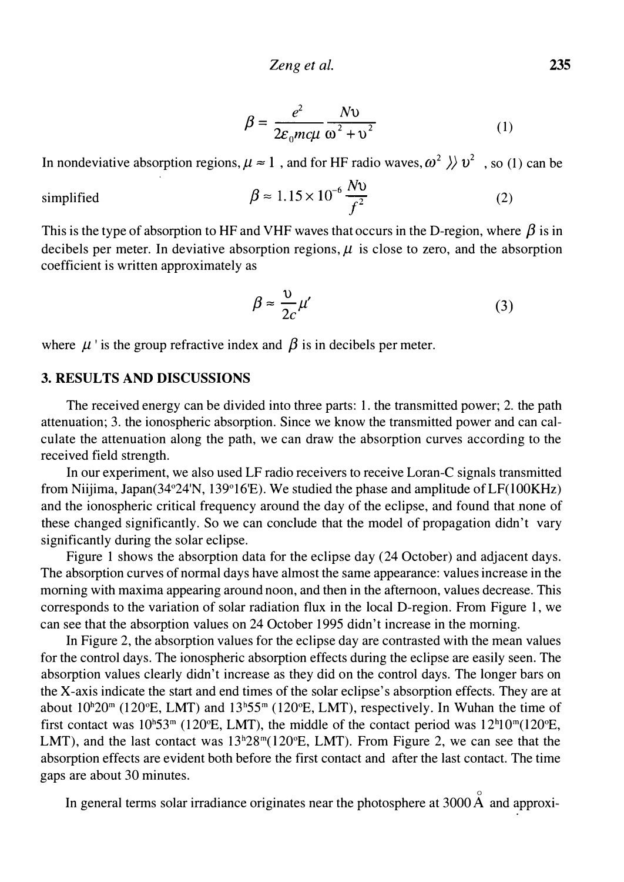$$\beta = \frac{e^2}{2\varepsilon_0 mc\mu} \frac{N\upsilon}{\omega^2 + \upsilon^2} \tag{1}$$

In nondeviative absorption regions, $\mu \approx 1$ , and for HF radio waves, $\omega^2 \gg \upsilon^2$ , so (1) can be simplified

$$\beta \approx 1.15 \times 10^{-6} \frac{N\upsilon}{f^2} \tag{2}$$

This is the type of absorption to HF and VHF waves that occurs in the D-region, where $\beta$ is in decibels per meter. In deviative absorption regions, $\mu$ is close to zero, and the absorption coefficient is written approximately as

$$\beta \approx \frac{\upsilon}{2c}\mu' \tag{3}$$

where $\mu'$ is the group refractive index and $\beta$ is in decibels per meter.

## 3. RESULTS AND DISCUSSIONS

The received energy can be divided into three parts: 1. the transmitted power; 2. the path attenuation; 3. the ionospheric absorption. Since we know the transmitted power and can calculate the attenuation along the path, we can draw the absorption curves according to the received field strength.

In our experiment, we also used LF radio receivers to receive Loran-C signals transmitted from Niijima, Japan(34°24'N, 139°16'E). We studied the phase and amplitude of LF(100KHz) and the ionospheric critical frequency around the day of the eclipse, and found that none of these changed significantly. So we can conclude that the model of propagation didn't vary significantly during the solar eclipse.

Figure 1 shows the absorption data for the eclipse day (24 October) and adjacent days. The absorption curves of normal days have almost the same appearance: values increase in the morning with maxima appearing around noon, and then in the afternoon, values decrease. This corresponds to the variation of solar radiation flux in the local D-region. From Figure 1, we can see that the absorption values on 24 October 1995 didn't increase in the morning.

In Figure 2, the absorption values for the eclipse day are contrasted with the mean values for the control days. The ionospheric absorption effects during the eclipse are easily seen. The absorption values clearly didn't increase as they did on the control days. The longer bars on the X-axis indicate the start and end times of the solar eclipse's absorption effects. They are at about $10^h20^m$ (120°E, LMT) and $13^h55^m$ (120°E, LMT), respectively. In Wuhan the time of first contact was $10^h53^m$ (120°E, LMT), the middle of the contact period was $12^h10^m$(120°E, LMT), and the last contact was $13^h28^m$(120°E, LMT). From Figure 2, we can see that the absorption effects are evident both before the first contact and after the last contact. The time gaps are about 30 minutes.

In general terms solar irradiance originates near the photosphere at 3000 Å and approxi-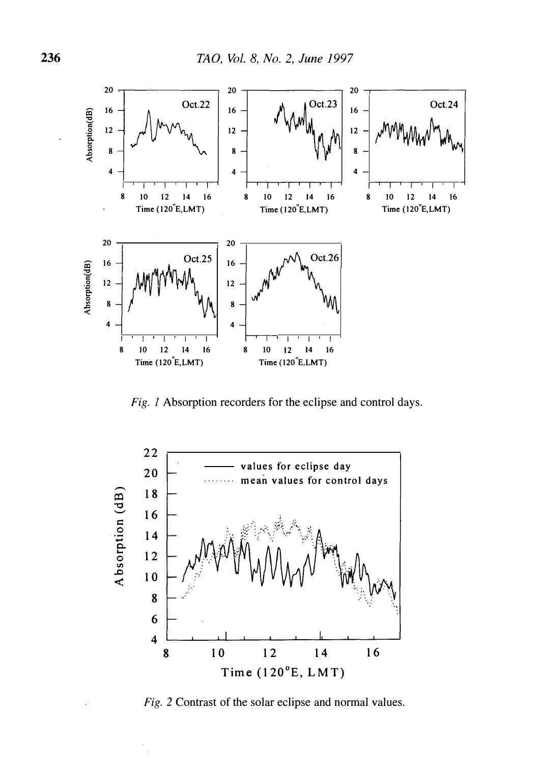*Fig. 1* Absorption recorders for the eclipse and control days.

*Fig. 2* Contrast of the solar eclipse and normal values.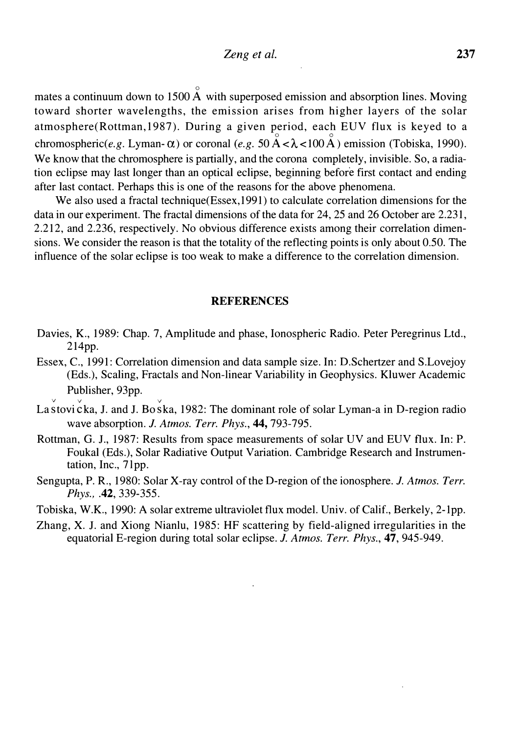mates a continuum down to 1500 Å with superposed emission and absorption lines. Moving toward shorter wavelengths, the emission arises from higher layers of the solar atmosphere(Rottman,1987). During a given period, each EUV flux is keyed to a chromospheric(*e.g.* Lyman-$\alpha$) or coronal (*e.g.* $50\,\text{Å} < \lambda < 100\,\text{Å}$) emission (Tobiska, 1990). We know that the chromosphere is partially, and the corona completely, invisible. So, a radiation eclipse may last longer than an optical eclipse, beginning before first contact and ending after last contact. Perhaps this is one of the reasons for the above phenomena.

We also used a fractal technique(Essex,1991) to calculate correlation dimensions for the data in our experiment. The fractal dimensions of the data for 24, 25 and 26 October are 2.231, 2.212, and 2.236, respectively. No obvious difference exists among their correlation dimensions. We consider the reason is that the totality of the reflecting points is only about 0.50. The influence of the solar eclipse is too weak to make a difference to the correlation dimension.

## REFERENCES

Davies, K., 1989: Chap. 7, Amplitude and phase, Ionospheric Radio. Peter Peregrinus Ltd., 214pp.

Essex, C., 1991: Correlation dimension and data sample size. In: D.Schertzer and S.Lovejoy (Eds.), Scaling, Fractals and Non-linear Variability in Geophysics. Kluwer Academic Publisher, 93pp.

Laštovička, J. and J. Boška, 1982: The dominant role of solar Lyman-a in D-region radio wave absorption. *J. Atmos. Terr. Phys.*, **44,** 793-795.

Rottman, G. J., 1987: Results from space measurements of solar UV and EUV flux. In: P. Foukal (Eds.), Solar Radiative Output Variation. Cambridge Research and Instrumentation, Inc., 71pp.

Sengupta, P. R., 1980: Solar X-ray control of the D-region of the ionosphere. *J. Atmos. Terr. Phys.,* **.42**, 339-355.

Tobiska, W.K., 1990: A solar extreme ultraviolet flux model. Univ. of Calif., Berkely, 2-1pp.

Zhang, X. J. and Xiong Nianlu, 1985: HF scattering by field-aligned irregularities in the equatorial E-region during total solar eclipse. *J. Atmos. Terr. Phys.*, **47**, 945-949.